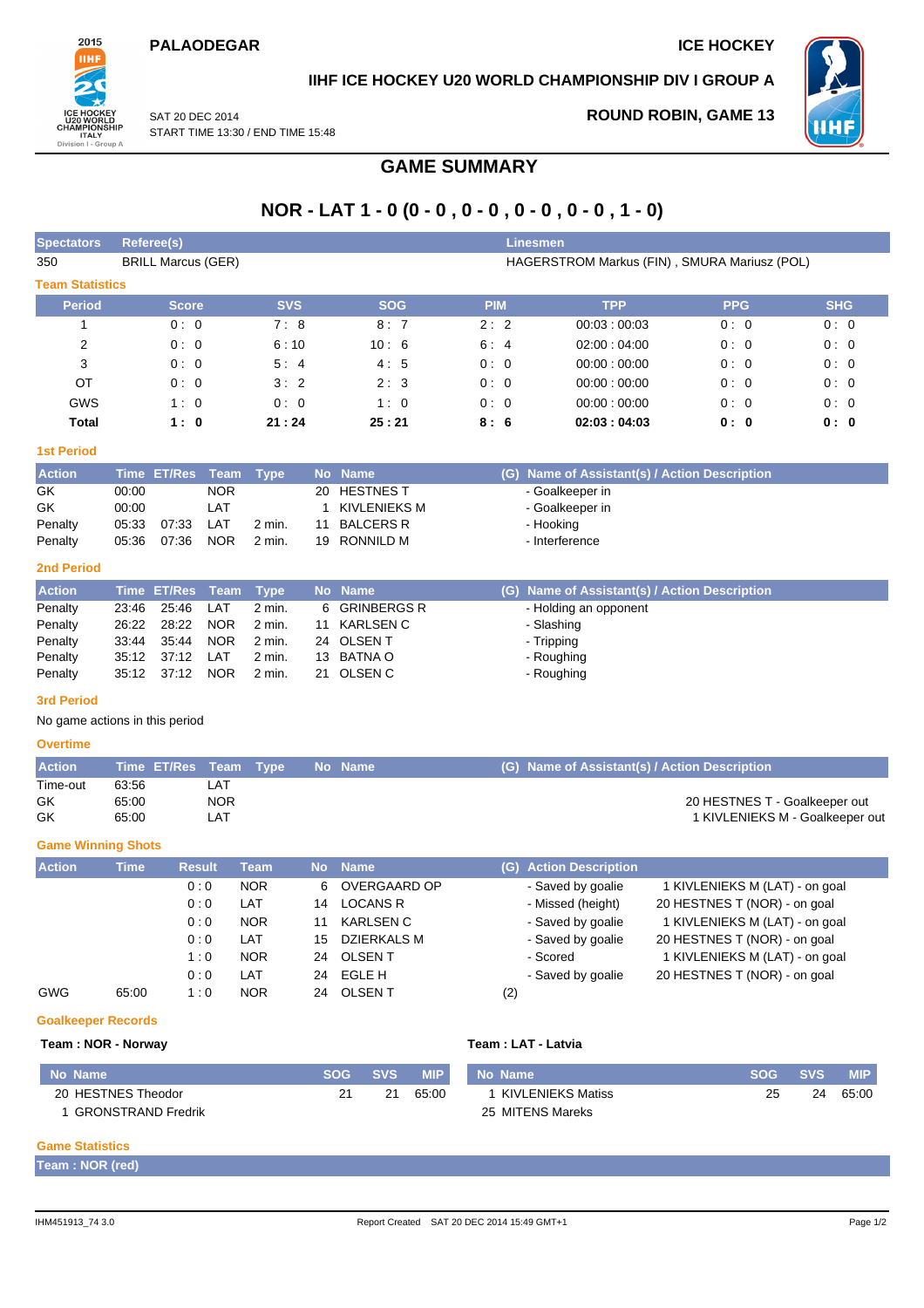**PALAODEGAR** | **ICE HOCKEY**

**IIHF ICE HOCKEY U20 WORLD CHAMPIONSHIP DIV I GROUP A**

SAT 20 DEC 2014
START TIME 13:30 / END TIME 15:48

**ROUND ROBIN, GAME 13**

# GAME SUMMARY

## NOR - LAT 1 - 0 (0 - 0 , 0 - 0 , 0 - 0 , 0 - 0 , 1 - 0)

| Spectators | Referee(s) | Linesmen |
|---|---|---|
| 350 | BRILL Marcus (GER) | HAGERSTROM Markus (FIN) , SMURA Mariusz (POL) |

### Team Statistics

| Period | Score | SVS | SOG | PIM | TPP | PPG | SHG |
|---|---|---|---|---|---|---|---|
| 1 | 0 : 0 | 7 : 8 | 8 : 7 | 2 : 2 | 00:03 : 00:03 | 0 : 0 | 0 : 0 |
| 2 | 0 : 0 | 6 : 10 | 10 : 6 | 6 : 4 | 02:00 : 04:00 | 0 : 0 | 0 : 0 |
| 3 | 0 : 0 | 5 : 4 | 4 : 5 | 0 : 0 | 00:00 : 00:00 | 0 : 0 | 0 : 0 |
| OT | 0 : 0 | 3 : 2 | 2 : 3 | 0 : 0 | 00:00 : 00:00 | 0 : 0 | 0 : 0 |
| GWS | 1 : 0 | 0 : 0 | 1 : 0 | 0 : 0 | 00:00 : 00:00 | 0 : 0 | 0 : 0 |
| **Total** | **1 : 0** | **21 : 24** | **25 : 21** | **8 : 6** | **02:03 : 04:03** | **0 : 0** | **0 : 0** |

### 1st Period

| Action | Time | ET/Res | Team | Type | No | Name | (G) | Name of Assistant(s) / Action Description |
|---|---|---|---|---|---|---|---|---|
| GK | 00:00 | | NOR | | 20 | HESTNES T | | - Goalkeeper in |
| GK | 00:00 | | LAT | | 1 | KIVLENIEKS M | | - Goalkeeper in |
| Penalty | 05:33 | 07:33 | LAT | 2 min. | 11 | BALCERS R | | - Hooking |
| Penalty | 05:36 | 07:36 | NOR | 2 min. | 19 | RONNILD M | | - Interference |

### 2nd Period

| Action | Time | ET/Res | Team | Type | No | Name | (G) | Name of Assistant(s) / Action Description |
|---|---|---|---|---|---|---|---|---|
| Penalty | 23:46 | 25:46 | LAT | 2 min. | 6 | GRINBERGS R | | - Holding an opponent |
| Penalty | 26:22 | 28:22 | NOR | 2 min. | 11 | KARLSEN C | | - Slashing |
| Penalty | 33:44 | 35:44 | NOR | 2 min. | 24 | OLSEN T | | - Tripping |
| Penalty | 35:12 | 37:12 | LAT | 2 min. | 13 | BATNA O | | - Roughing |
| Penalty | 35:12 | 37:12 | NOR | 2 min. | 21 | OLSEN C | | - Roughing |

### 3rd Period

No game actions in this period

### Overtime

| Action | Time | ET/Res | Team | Type | No | Name | (G) | Name of Assistant(s) / Action Description |
|---|---|---|---|---|---|---|---|---|
| Time-out | 63:56 | | LAT | | | | | |
| GK | 65:00 | | NOR | | | | | 20 HESTNES T - Goalkeeper out |
| GK | 65:00 | | LAT | | | | | 1 KIVLENIEKS M - Goalkeeper out |

### Game Winning Shots

| Action | Time | Result | Team | No | Name | (G) | Action Description | |
|---|---|---|---|---|---|---|---|---|
| | | 0 : 0 | NOR | 6 | OVERGAARD OP | | - Saved by goalie | 1 KIVLENIEKS M (LAT) - on goal |
| | | 0 : 0 | LAT | 14 | LOCANS R | | - Missed (height) | 20 HESTNES T (NOR) - on goal |
| | | 0 : 0 | NOR | 11 | KARLSEN C | | - Saved by goalie | 1 KIVLENIEKS M (LAT) - on goal |
| | | 0 : 0 | LAT | 15 | DZIERKALS M | | - Saved by goalie | 20 HESTNES T (NOR) - on goal |
| | | 1 : 0 | NOR | 24 | OLSEN T | | - Scored | 1 KIVLENIEKS M (LAT) - on goal |
| | | 0 : 0 | LAT | 24 | EGLE H | | - Saved by goalie | 20 HESTNES T (NOR) - on goal |
| GWG | 65:00 | 1 : 0 | NOR | 24 | OLSEN T | (2) | | |

### Goalkeeper Records

**Team : NOR - Norway**

| No Name | SOG | SVS | MIP |
|---|---|---|---|
| 20 HESTNES Theodor | 21 | 21 | 65:00 |
| 1 GRONSTRAND Fredrik | | | |

**Team : LAT - Latvia**

| No Name | SOG | SVS | MIP |
|---|---|---|---|
| 1 KIVLENIEKS Matiss | 25 | 24 | 65:00 |
| 25 MITENS Mareks | | | |

### Game Statistics

**Team : NOR (red)**

IHM451913_74 3.0 Report Created SAT 20 DEC 2014 15:49 GMT+1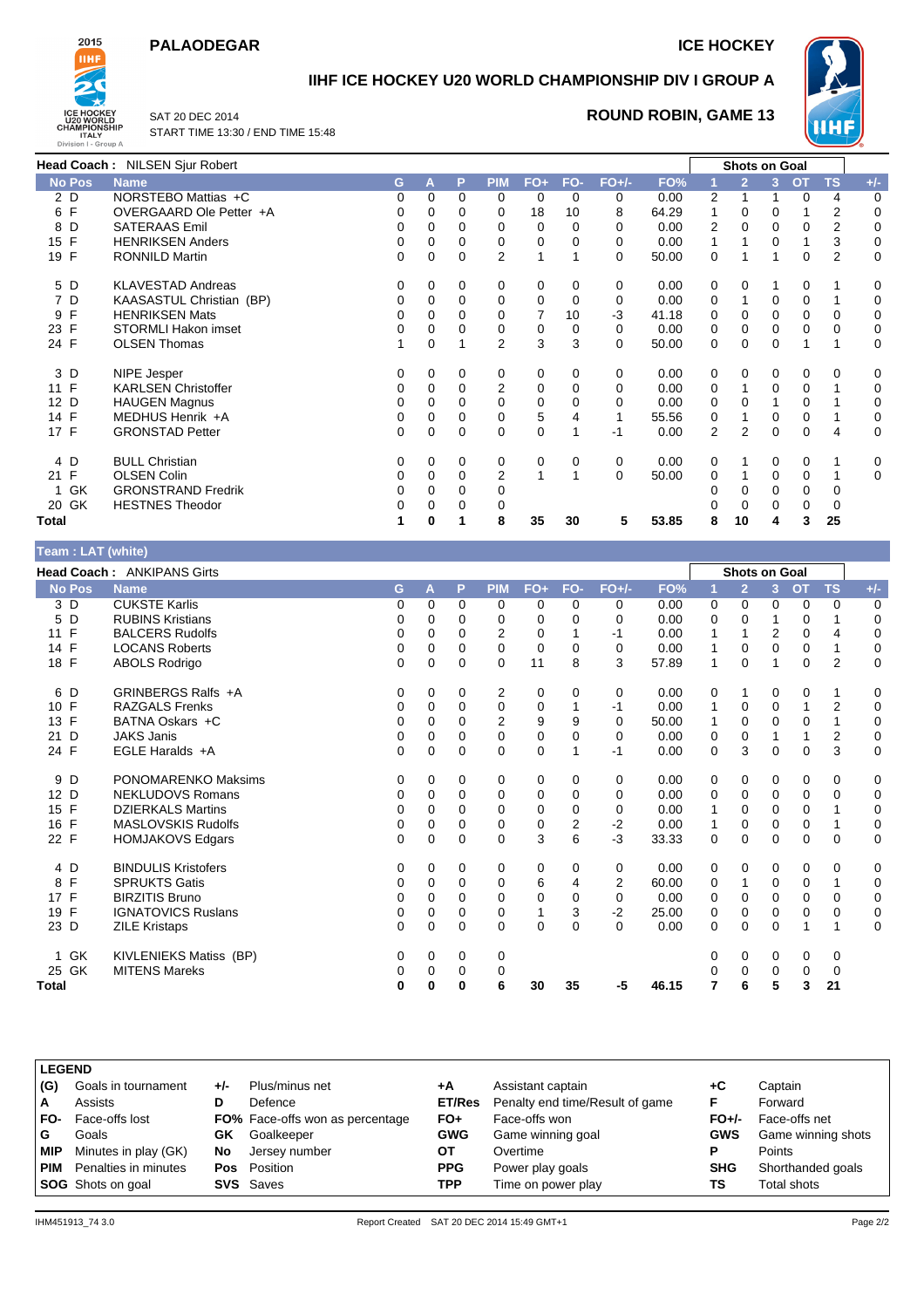**PALAODEGAR** — **ICE HOCKEY**

# IIHF ICE HOCKEY U20 WORLD CHAMPIONSHIP DIV I GROUP A

SAT 20 DEC 2014
START TIME 13:30 / END TIME 15:48

**ROUND ROBIN, GAME 13**

**Head Coach :** NILSEN Sjur Robert

| No | Pos | Name | G | A | P | PIM | FO+ | FO- | FO+/- | FO% | Shots on Goal 1 | 2 | 3 | OT | TS | +/- |
|---|---|---|---|---|---|---|---|---|---|---|---|---|---|---|---|---|
| 2 | D | NORSTEBO Mattias +C | 0 | 0 | 0 | 0 | 0 | 0 | 0 | 0.00 | 2 | 1 | 1 | 0 | 4 | 0 |
| 6 | F | OVERGAARD Ole Petter +A | 0 | 0 | 0 | 0 | 18 | 10 | 8 | 64.29 | 1 | 0 | 0 | 1 | 2 | 0 |
| 8 | D | SATERAAS Emil | 0 | 0 | 0 | 0 | 0 | 0 | 0 | 0.00 | 2 | 0 | 0 | 0 | 2 | 0 |
| 15 | F | HENRIKSEN Anders | 0 | 0 | 0 | 0 | 0 | 0 | 0 | 0.00 | 1 | 1 | 0 | 1 | 3 | 0 |
| 19 | F | RONNILD Martin | 0 | 0 | 0 | 2 | 1 | 1 | 0 | 50.00 | 0 | 1 | 1 | 0 | 2 | 0 |
| 5 | D | KLAVESTAD Andreas | 0 | 0 | 0 | 0 | 0 | 0 | 0 | 0.00 | 0 | 0 | 1 | 0 | 1 | 0 |
| 7 | D | KAASASTUL Christian (BP) | 0 | 0 | 0 | 0 | 0 | 0 | 0 | 0.00 | 0 | 1 | 0 | 0 | 1 | 0 |
| 9 | F | HENRIKSEN Mats | 0 | 0 | 0 | 0 | 7 | 10 | -3 | 41.18 | 0 | 0 | 0 | 0 | 0 | 0 |
| 23 | F | STORMLI Hakon imset | 0 | 0 | 0 | 0 | 0 | 0 | 0 | 0.00 | 0 | 0 | 0 | 0 | 0 | 0 |
| 24 | F | OLSEN Thomas | 1 | 0 | 1 | 2 | 3 | 3 | 0 | 50.00 | 0 | 0 | 0 | 1 | 1 | 0 |
| 3 | D | NIPE Jesper | 0 | 0 | 0 | 0 | 0 | 0 | 0 | 0.00 | 0 | 0 | 0 | 0 | 0 | 0 |
| 11 | F | KARLSEN Christoffer | 0 | 0 | 0 | 2 | 0 | 0 | 0 | 0.00 | 0 | 1 | 0 | 0 | 1 | 0 |
| 12 | D | HAUGEN Magnus | 0 | 0 | 0 | 0 | 0 | 0 | 0 | 0.00 | 0 | 0 | 1 | 0 | 1 | 0 |
| 14 | F | MEDHUS Henrik +A | 0 | 0 | 0 | 0 | 5 | 4 | 1 | 55.56 | 0 | 1 | 0 | 0 | 1 | 0 |
| 17 | F | GRONSTAD Petter | 0 | 0 | 0 | 0 | 0 | 1 | -1 | 0.00 | 2 | 2 | 0 | 0 | 4 | 0 |
| 4 | D | BULL Christian | 0 | 0 | 0 | 0 | 0 | 0 | 0 | 0.00 | 0 | 1 | 0 | 0 | 1 | 0 |
| 21 | F | OLSEN Colin | 0 | 0 | 0 | 2 | 1 | 1 | 0 | 50.00 | 0 | 1 | 0 | 0 | 1 | 0 |
| 1 | GK | GRONSTRAND Fredrik | 0 | 0 | 0 | 0 | | | | | 0 | 0 | 0 | 0 | 0 | |
| 20 | GK | HESTNES Theodor | 0 | 0 | 0 | 0 | | | | | 0 | 0 | 0 | 0 | 0 | |
| **Total** | | | **1** | **0** | **1** | **8** | **35** | **30** | **5** | **53.85** | **8** | **10** | **4** | **3** | **25** | |

## Team : LAT (white)

**Head Coach :** ANKIPANS Girts

| No | Pos | Name | G | A | P | PIM | FO+ | FO- | FO+/- | FO% | Shots on Goal 1 | 2 | 3 | OT | TS | +/- |
|---|---|---|---|---|---|---|---|---|---|---|---|---|---|---|---|---|
| 3 | D | CUKSTE Karlis | 0 | 0 | 0 | 0 | 0 | 0 | 0 | 0.00 | 0 | 0 | 0 | 0 | 0 | 0 |
| 5 | D | RUBINS Kristians | 0 | 0 | 0 | 0 | 0 | 0 | 0 | 0.00 | 0 | 0 | 1 | 0 | 1 | 0 |
| 11 | F | BALCERS Rudolfs | 0 | 0 | 0 | 2 | 0 | 1 | -1 | 0.00 | 1 | 1 | 2 | 0 | 4 | 0 |
| 14 | F | LOCANS Roberts | 0 | 0 | 0 | 0 | 0 | 0 | 0 | 0.00 | 1 | 0 | 0 | 0 | 1 | 0 |
| 18 | F | ABOLS Rodrigo | 0 | 0 | 0 | 0 | 11 | 8 | 3 | 57.89 | 1 | 0 | 1 | 0 | 2 | 0 |
| 6 | D | GRINBERGS Ralfs +A | 0 | 0 | 0 | 2 | 0 | 0 | 0 | 0.00 | 0 | 1 | 0 | 0 | 1 | 0 |
| 10 | F | RAZGALS Frenks | 0 | 0 | 0 | 0 | 0 | 1 | -1 | 0.00 | 1 | 0 | 0 | 1 | 2 | 0 |
| 13 | F | BATNA Oskars +C | 0 | 0 | 0 | 2 | 9 | 9 | 0 | 50.00 | 1 | 0 | 0 | 0 | 1 | 0 |
| 21 | D | JAKS Janis | 0 | 0 | 0 | 0 | 0 | 0 | 0 | 0.00 | 0 | 0 | 1 | 1 | 2 | 0 |
| 24 | F | EGLE Haralds +A | 0 | 0 | 0 | 0 | 0 | 1 | -1 | 0.00 | 0 | 3 | 0 | 0 | 3 | 0 |
| 9 | D | PONOMARENKO Maksims | 0 | 0 | 0 | 0 | 0 | 0 | 0 | 0.00 | 0 | 0 | 0 | 0 | 0 | 0 |
| 12 | D | NEKLUDOVS Romans | 0 | 0 | 0 | 0 | 0 | 0 | 0 | 0.00 | 0 | 0 | 0 | 0 | 0 | 0 |
| 15 | F | DZIERKALS Martins | 0 | 0 | 0 | 0 | 0 | 0 | 0 | 0.00 | 1 | 0 | 0 | 0 | 1 | 0 |
| 16 | F | MASLOVSKIS Rudolfs | 0 | 0 | 0 | 0 | 0 | 2 | -2 | 0.00 | 1 | 0 | 0 | 0 | 1 | 0 |
| 22 | F | HOMJAKOVS Edgars | 0 | 0 | 0 | 0 | 3 | 6 | -3 | 33.33 | 0 | 0 | 0 | 0 | 0 | 0 |
| 4 | D | BINDULIS Kristofers | 0 | 0 | 0 | 0 | 0 | 0 | 0 | 0.00 | 0 | 0 | 0 | 0 | 0 | 0 |
| 8 | F | SPRUKTS Gatis | 0 | 0 | 0 | 0 | 6 | 4 | 2 | 60.00 | 0 | 1 | 0 | 0 | 1 | 0 |
| 17 | F | BIRZITIS Bruno | 0 | 0 | 0 | 0 | 0 | 0 | 0 | 0.00 | 0 | 0 | 0 | 0 | 0 | 0 |
| 19 | F | IGNATOVICS Ruslans | 0 | 0 | 0 | 0 | 1 | 3 | -2 | 25.00 | 0 | 0 | 0 | 0 | 0 | 0 |
| 23 | D | ZILE Kristaps | 0 | 0 | 0 | 0 | 0 | 0 | 0 | 0.00 | 0 | 0 | 0 | 1 | 1 | 0 |
| 1 | GK | KIVLENIEKS Matiss (BP) | 0 | 0 | 0 | 0 | | | | | 0 | 0 | 0 | 0 | 0 | |
| 25 | GK | MITENS Mareks | 0 | 0 | 0 | 0 | | | | | 0 | 0 | 0 | 0 | 0 | |
| **Total** | | | **0** | **0** | **0** | **6** | **30** | **35** | **-5** | **46.15** | **7** | **6** | **5** | **3** | **21** | |

**LEGEND**

| | | | | | | | |
|---|---|---|---|---|---|---|---|
| (G) | Goals in tournament | +/- | Plus/minus net | +A | Assistant captain | +C | Captain |
| A | Assists | D | Defence | ET/Res | Penalty end time/Result of game | F | Forward |
| FO- | Face-offs lost | FO% | Face-offs won as percentage | FO+ | Face-offs won | FO+/- | Face-offs net |
| G | Goals | GK | Goalkeeper | GWG | Game winning goal | GWS | Game winning shots |
| MIP | Minutes in play (GK) | No | Jersey number | OT | Overtime | P | Points |
| PIM | Penalties in minutes | Pos | Position | PPG | Power play goals | SHG | Shorthanded goals |
| SOG | Shots on goal | SVS | Saves | TPP | Time on power play | TS | Total shots |

IHM451913_74 3.0 — Report Created SAT 20 DEC 2014 15:49 GMT+1